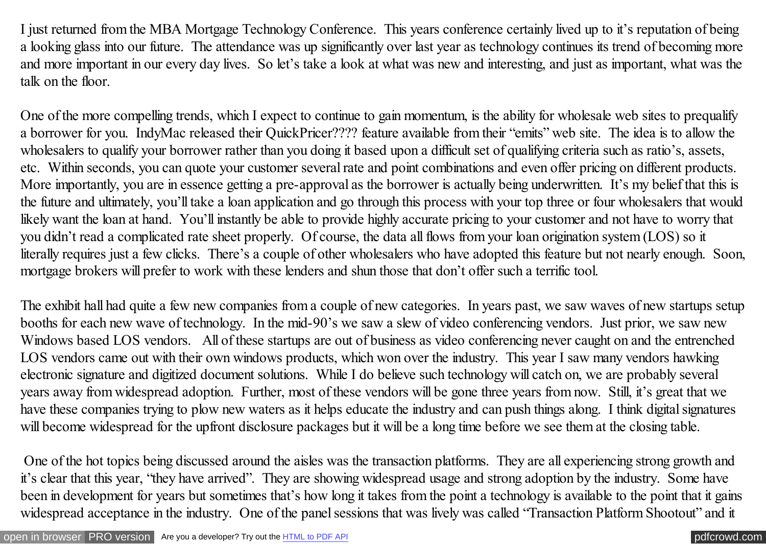I just returned from the MBA Mortgage Technology Conference. This years conference certainly lived up to it's reputation of being a looking glass into our future. The attendance was up significantly over last year as technology continues its trend of becoming more and more important in our every day lives. So let's take a look at what was new and interesting, and just as important, what was the talk on the floor.

One of the more compelling trends, which I expect to continue to gain momentum, is the ability for wholesale web sites to prequalify a borrower for you. IndyMac released their QuickPricer???? feature available from their "emits" web site. The idea is to allow the wholesalers to qualify your borrower rather than you doing it based upon a difficult set of qualifying criteria such as ratio's, assets, etc. Within seconds, you can quote your customer several rate and point combinations and even offer pricing on different products. More importantly, you are in essence getting a pre-approval as the borrower is actually being underwritten. It's my belief that this is the future and ultimately, you'll take a loan application and go through this process with your top three or four wholesalers that would likely want the loan at hand. You'll instantly be able to provide highly accurate pricing to your customer and not have to worry that you didn't read a complicated rate sheet properly. Of course, the data all flows from your loan origination system (LOS) so it literally requires just a few clicks. There's a couple of other wholesalers who have adopted this feature but not nearly enough. Soon, mortgage brokers will prefer to work with these lenders and shun those that don't offer such a terrific tool.

The exhibit hall had quite a few new companies from a couple of new categories. In years past, we saw waves of new startups setup booths for each new wave of technology. In the mid-90's we saw a slew of video conferencing vendors. Just prior, we saw new Windows based LOS vendors. All of these startups are out of business as video conferencing never caught on and the entrenched LOS vendors came out with their own windows products, which won over the industry. This year I saw many vendors hawking electronic signature and digitized document solutions. While I do believe such technology will catch on, we are probably several years away from widespread adoption. Further, most of these vendors will be gone three years from now. Still, it's great that we have these companies trying to plow new waters as it helps educate the industry and can push things along. I think digital signatures will become widespread for the upfront disclosure packages but it will be a long time before we see them at the closing table.

One of the hot topics being discussed around the aisles was the transaction platforms. They are all experiencing strong growth and it's clear that this year, "they have arrived". They are showing widespread usage and strong adoption by the industry. Some have been in development for years but sometimes that's how long it takes from the point a technology is available to the point that it gains widespread acceptance in the industry. One of the panel sessions that was lively was called "Transaction Platform Shootout" and it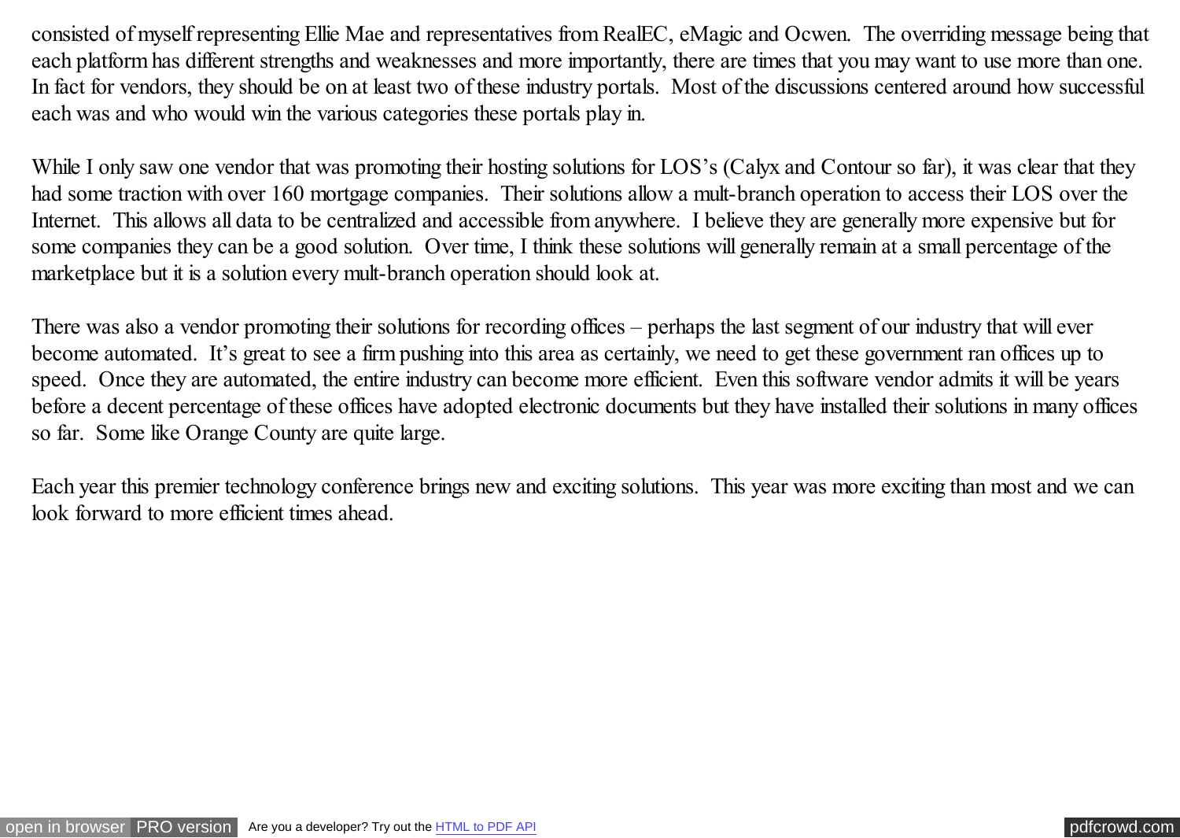consisted of myself representing Ellie Mae and representatives from RealEC, eMagic and Ocwen. The overriding message being that each platform has different strengths and weaknesses and more importantly, there are times that you may want to use more than one. In fact for vendors, they should be on at least two of these industry portals. Most of the discussions centered around how successful each was and who would win the various categories these portals play in.

While I only saw one vendor that was promoting their hosting solutions for LOS's (Calyx and Contour so far), it was clear that they had some traction with over 160 mortgage companies. Their solutions allow a mult-branch operation to access their LOS over the Internet. This allows all data to be centralized and accessible from anywhere. I believe they are generally more expensive but for some companies they can be a good solution. Over time, I think these solutions will generally remain at a small percentage of the marketplace but it is a solution every mult-branch operation should look at.

There was also a vendor promoting their solutions for recording offices – perhaps the last segment of our industry that will ever become automated. It's great to see a firm pushing into this area as certainly, we need to get these government ran offices up to speed. Once they are automated, the entire industry can become more efficient. Even this software vendor admits it will be years before a decent percentage of these offices have adopted electronic documents but they have installed their solutions in many offices so far. Some like Orange County are quite large.

Each year this premier technology conference brings new and exciting solutions. This year was more exciting than most and we can look forward to more efficient times ahead.